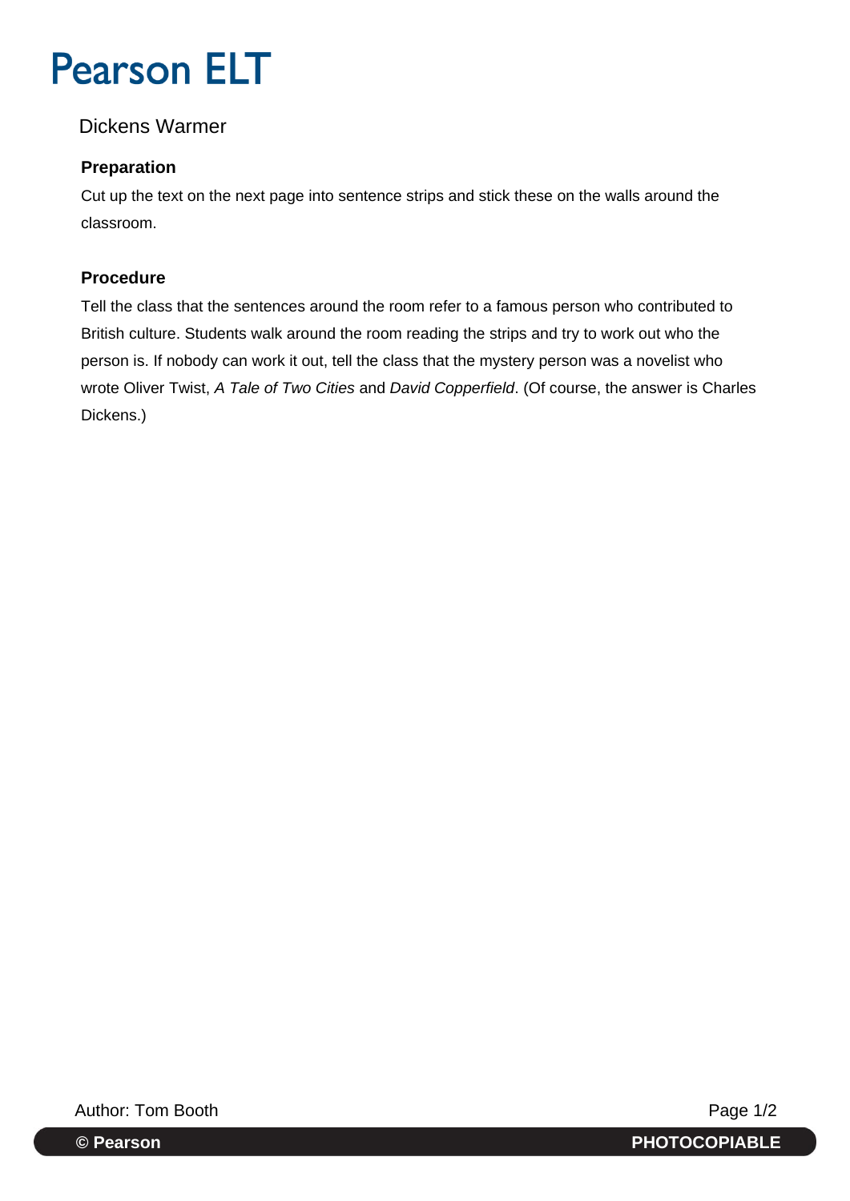# Pearson ELT

## Dickens Warmer

### Preparation

Cut up the text on the next page into sentence strips and stick these on the walls around the classroom.

### Procedure

Tell the class that the sentences around the room refer to a famous person who contributed to British culture. Students walk around the room reading the strips and try to work out who the person is. If nobody can work it out, tell the class that the mystery person was a novelist who wrote Oliver Twist, *A Tale of Two Cities* and *David Copperfield*. (Of course, the answer is Charles Dickens.)

Author: Tom Booth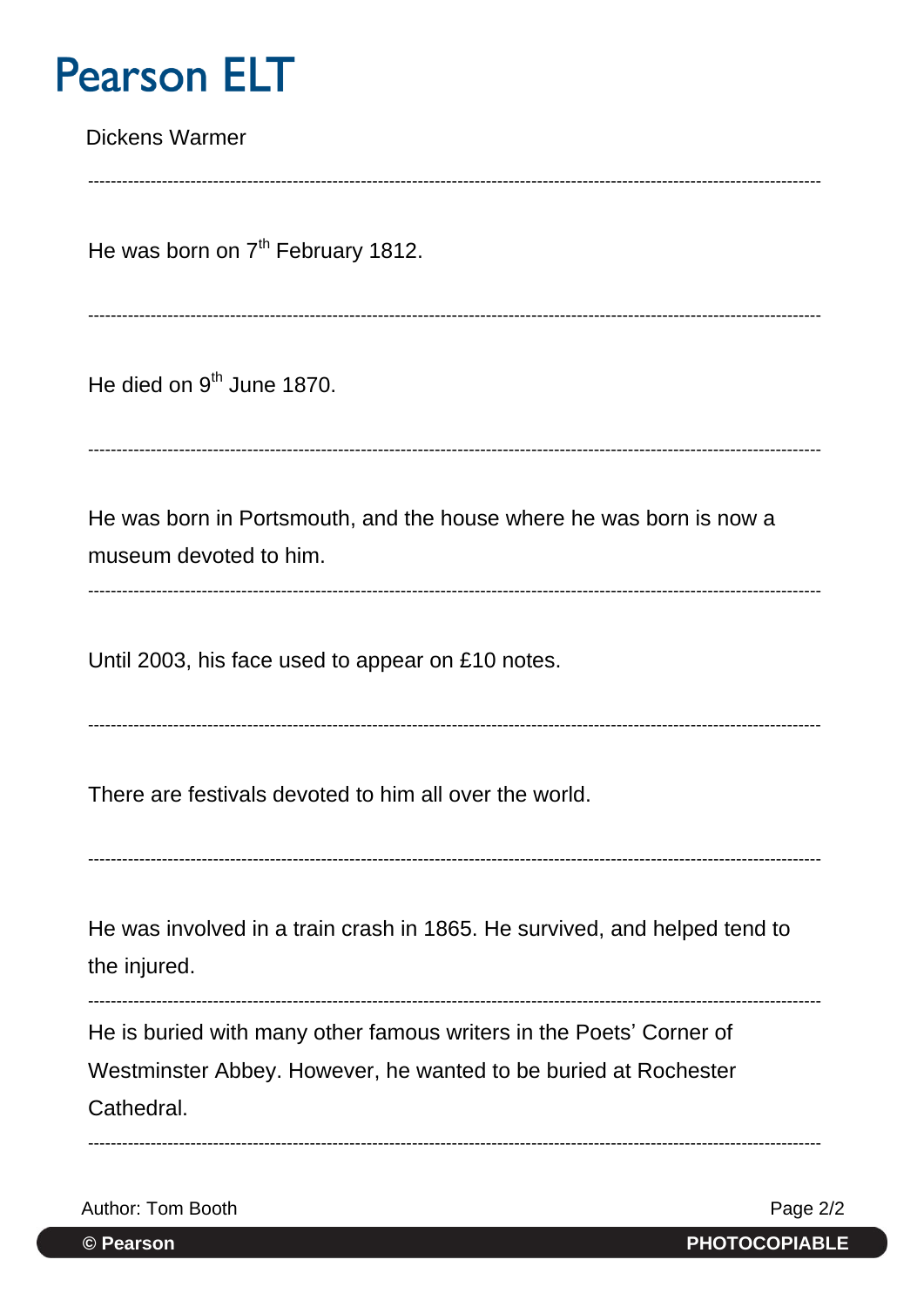Dickens Warmer

---

He was born on 7th February 1812.

---

He died on 9th June 1870.

---

He was born in Portsmouth, and the house where he was born is now a museum devoted to him.

---

Until 2003, his face used to appear on £10 notes.

---

There are festivals devoted to him all over the world.

---

He was involved in a train crash in 1865. He survived, and helped tend to the injured.

---

He is buried with many other famous writers in the Poets' Corner of Westminster Abbey. However, he wanted to be buried at Rochester Cathedral.

---

Author: Tom Booth